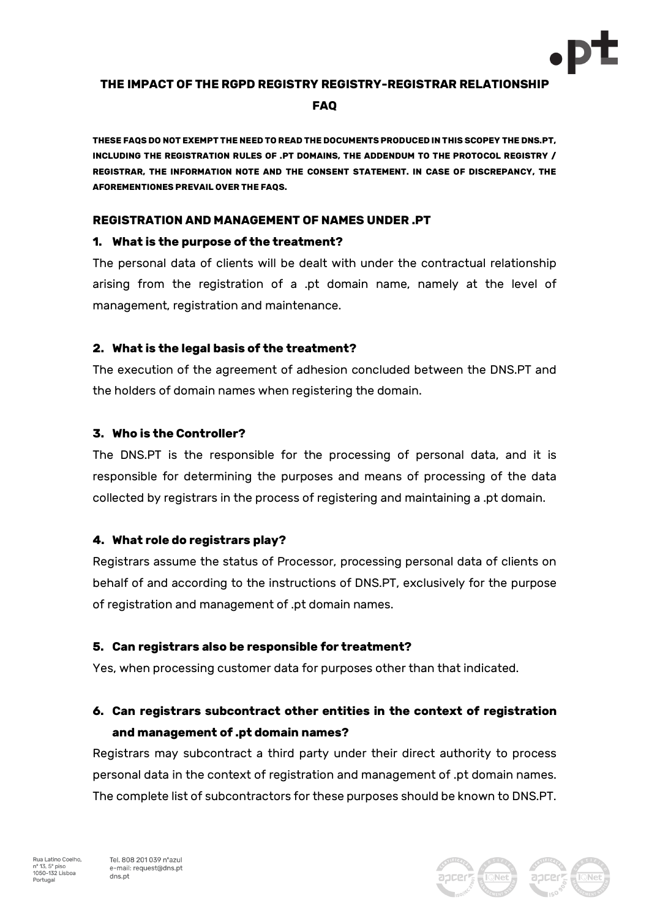# THE IMPACT OF THE RGPD REGISTRY REGISTRY-REGISTRAR RELATIONSHIP

# FAQ

**THESE FAQS DO NOT EXEMPT THE NEED TO READ THE DOCUMENTS PRODUCED IN THIS SCOPEY THE DNS.PT, INCLUDING THE REGISTRATION RULES OF .PT DOMAINS, THE ADDENDUM TO THE PROTOCOL REGISTRY / REGISTRAR, THE INFORMATION NOTE AND THE CONSENT STATEMENT. IN CASE OF DISCREPANCY, THE AFOREMENTIONES PREVAIL OVER THE FAQS.**

## REGISTRATION AND MANAGEMENT OF NAMES UNDER .PT

### 1. What is the purpose of the treatment?

The personal data of clients will be dealt with under the contractual relationship arising from the registration of a .pt domain name, namely at the level of management, registration and maintenance.

### 2. What is the legal basis of the treatment?

The execution of the agreement of adhesion concluded between the DNS.PT and the holders of domain names when registering the domain.

### 3. Who is the Controller?

The DNS.PT is the responsible for the processing of personal data, and it is responsible for determining the purposes and means of processing of the data collected by registrars in the process of registering and maintaining a .pt domain.

### 4. What role do registrars play?

Registrars assume the status of Processor, processing personal data of clients on behalf of and according to the instructions of DNS.PT, exclusively for the purpose of registration and management of .pt domain names.

### 5. Can registrars also be responsible for treatment?

Yes, when processing customer data for purposes other than that indicated.

### 6. Can registrars subcontract other entities in the context of registration and management of .pt domain names?

Registrars may subcontract a third party under their direct authority to process personal data in the context of registration and management of .pt domain names. The complete list of subcontractors for these purposes should be known to DNS.PT.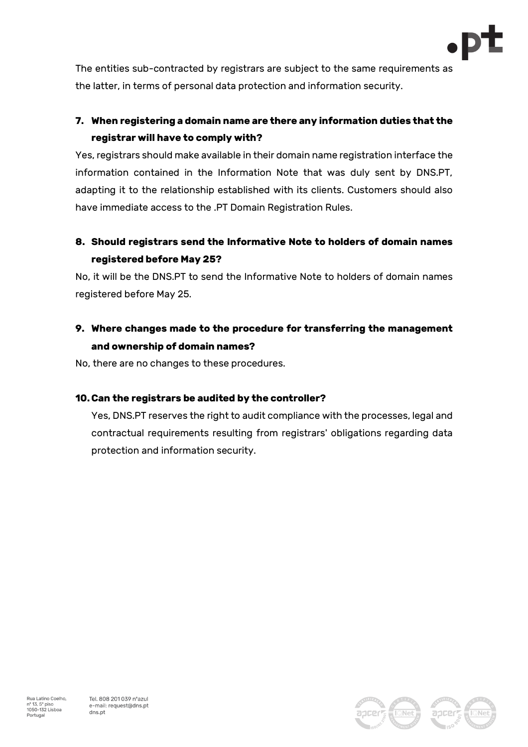The entities sub-contracted by registrars are subject to the same requirements as the latter, in terms of personal data protection and information security.

7. **When registering a domain name are there any information duties that the registrar will have to comply with?**

Yes, registrars should make available in their domain name registration interface the information contained in the Information Note that was duly sent by DNS.PT, adapting it to the relationship established with its clients. Customers should also have immediate access to the .PT Domain Registration Rules.

8. **Should registrars send the Informative Note to holders of domain names registered before May 25?**

No, it will be the DNS.PT to send the Informative Note to holders of domain names registered before May 25.

9. **Where changes made to the procedure for transferring the management and ownership of domain names?**

No, there are no changes to these procedures.

10. **Can the registrars be audited by the controller?**

Yes, DNS.PT reserves the right to audit compliance with the processes, legal and contractual requirements resulting from registrars' obligations regarding data protection and information security.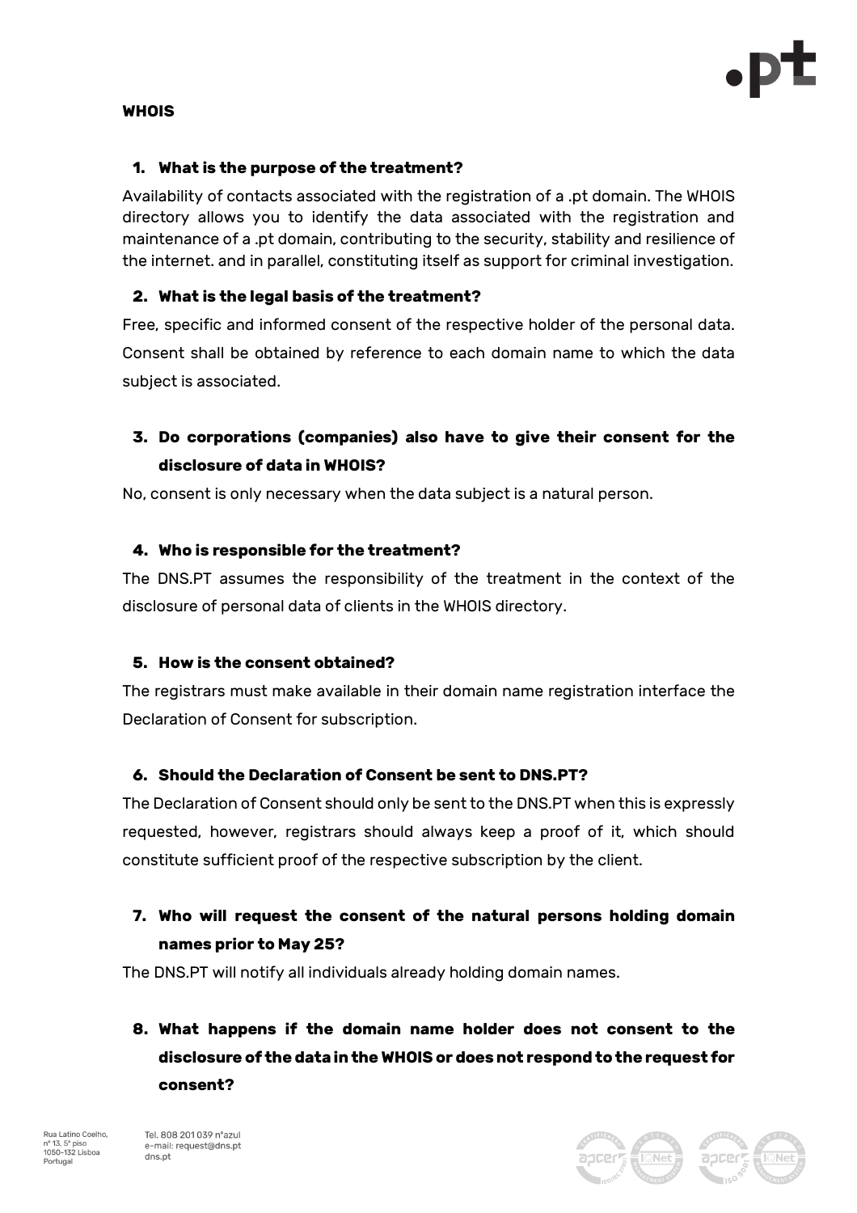**WHOIS**

1. **What is the purpose of the treatment?**

Availability of contacts associated with the registration of a .pt domain. The WHOIS directory allows you to identify the data associated with the registration and maintenance of a .pt domain, contributing to the security, stability and resilience of the internet. and in parallel, constituting itself as support for criminal investigation.

2. **What is the legal basis of the treatment?**

Free, specific and informed consent of the respective holder of the personal data. Consent shall be obtained by reference to each domain name to which the data subject is associated.

3. **Do corporations (companies) also have to give their consent for the disclosure of data in WHOIS?**

No, consent is only necessary when the data subject is a natural person.

4. **Who is responsible for the treatment?**

The DNS.PT assumes the responsibility of the treatment in the context of the disclosure of personal data of clients in the WHOIS directory.

5. **How is the consent obtained?**

The registrars must make available in their domain name registration interface the Declaration of Consent for subscription.

6. **Should the Declaration of Consent be sent to DNS.PT?**

The Declaration of Consent should only be sent to the DNS.PT when this is expressly requested, however, registrars should always keep a proof of it, which should constitute sufficient proof of the respective subscription by the client.

7. **Who will request the consent of the natural persons holding domain names prior to May 25?**

The DNS.PT will notify all individuals already holding domain names.

8. **What happens if the domain name holder does not consent to the disclosure of the data in the WHOIS or does not respond to the request for consent?**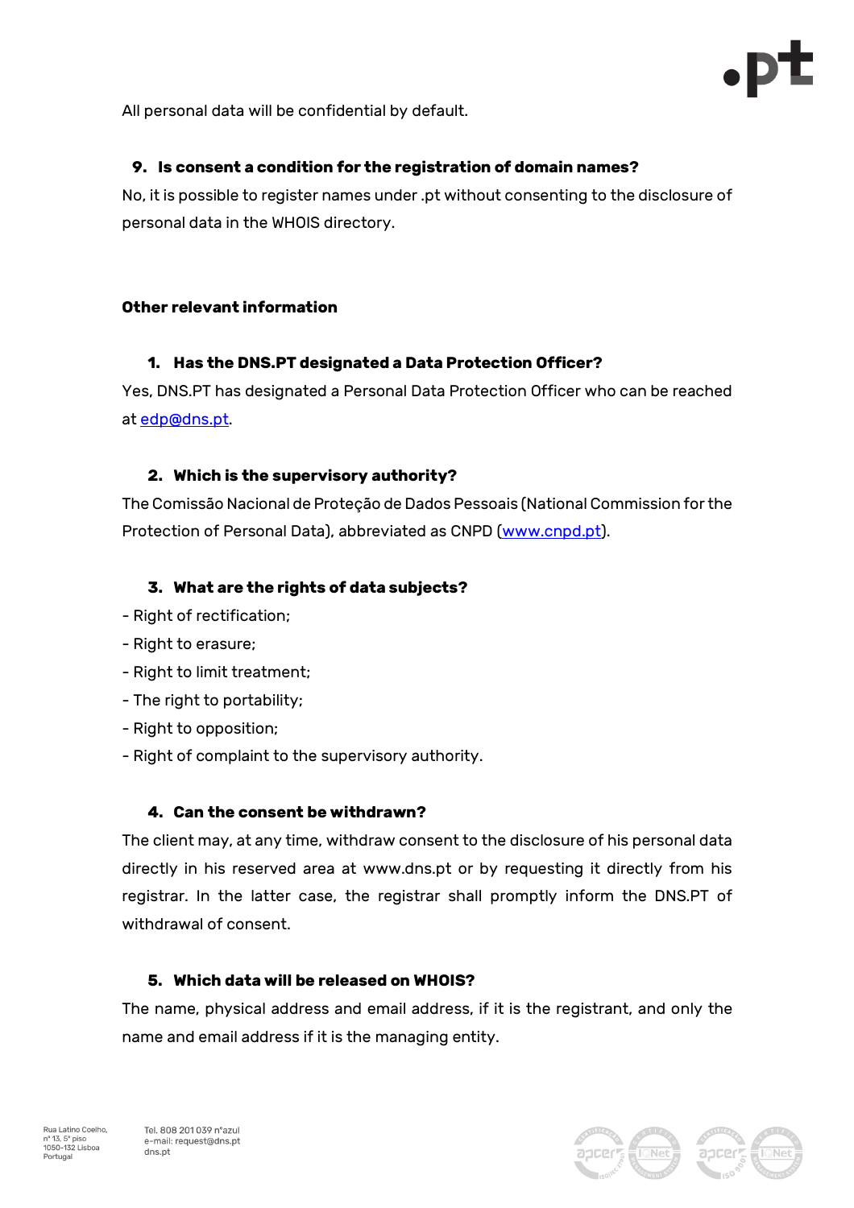All personal data will be confidential by default.

### 9. Is consent a condition for the registration of domain names?

No, it is possible to register names under .pt without consenting to the disclosure of personal data in the WHOIS directory.

## Other relevant information

### 1. Has the DNS.PT designated a Data Protection Officer?

Yes, DNS.PT has designated a Personal Data Protection Officer who can be reached at edp@dns.pt.

### 2. Which is the supervisory authority?

The Comissão Nacional de Proteção de Dados Pessoais (National Commission for the Protection of Personal Data), abbreviated as CNPD (www.cnpd.pt).

### 3. What are the rights of data subjects?

- Right of rectification;
- Right to erasure;
- Right to limit treatment;
- The right to portability;
- Right to opposition;
- Right of complaint to the supervisory authority.

### 4. Can the consent be withdrawn?

The client may, at any time, withdraw consent to the disclosure of his personal data directly in his reserved area at www.dns.pt or by requesting it directly from his registrar. In the latter case, the registrar shall promptly inform the DNS.PT of withdrawal of consent.

### 5. Which data will be released on WHOIS?

The name, physical address and email address, if it is the registrant, and only the name and email address if it is the managing entity.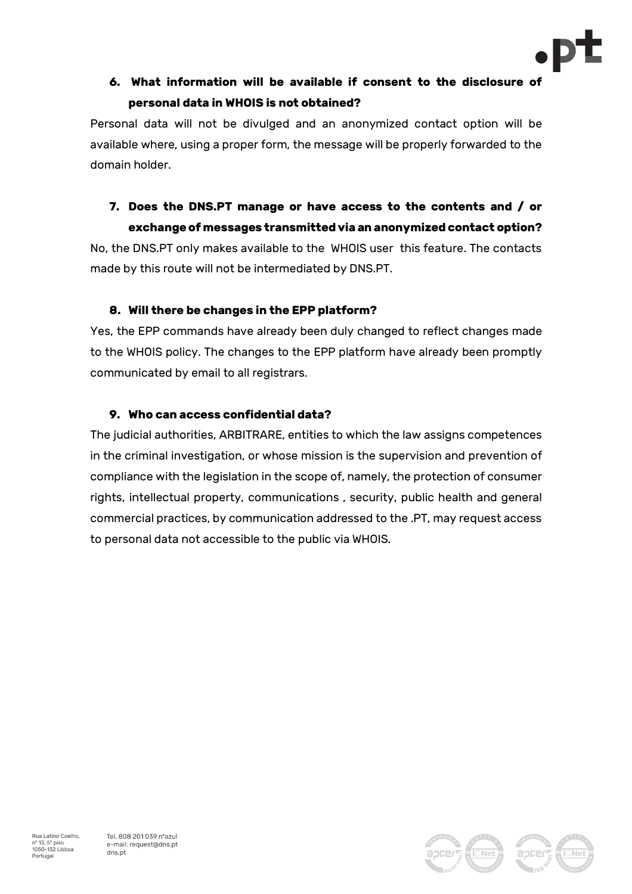### 6. What information will be available if consent to the disclosure of personal data in WHOIS is not obtained?

Personal data will not be divulged and an anonymized contact option will be available where, using a proper form, the message will be properly forwarded to the domain holder.

### 7. Does the DNS.PT manage or have access to the contents and / or exchange of messages transmitted via an anonymized contact option?

No, the DNS.PT only makes available to the WHOIS user this feature. The contacts made by this route will not be intermediated by DNS.PT.

### 8. Will there be changes in the EPP platform?

Yes, the EPP commands have already been duly changed to reflect changes made to the WHOIS policy. The changes to the EPP platform have already been promptly communicated by email to all registrars.

### 9. Who can access confidential data?

The judicial authorities, ARBITRARE, entities to which the law assigns competences in the criminal investigation, or whose mission is the supervision and prevention of compliance with the legislation in the scope of, namely, the protection of consumer rights, intellectual property, communications , security, public health and general commercial practices, by communication addressed to the .PT, may request access to personal data not accessible to the public via WHOIS.